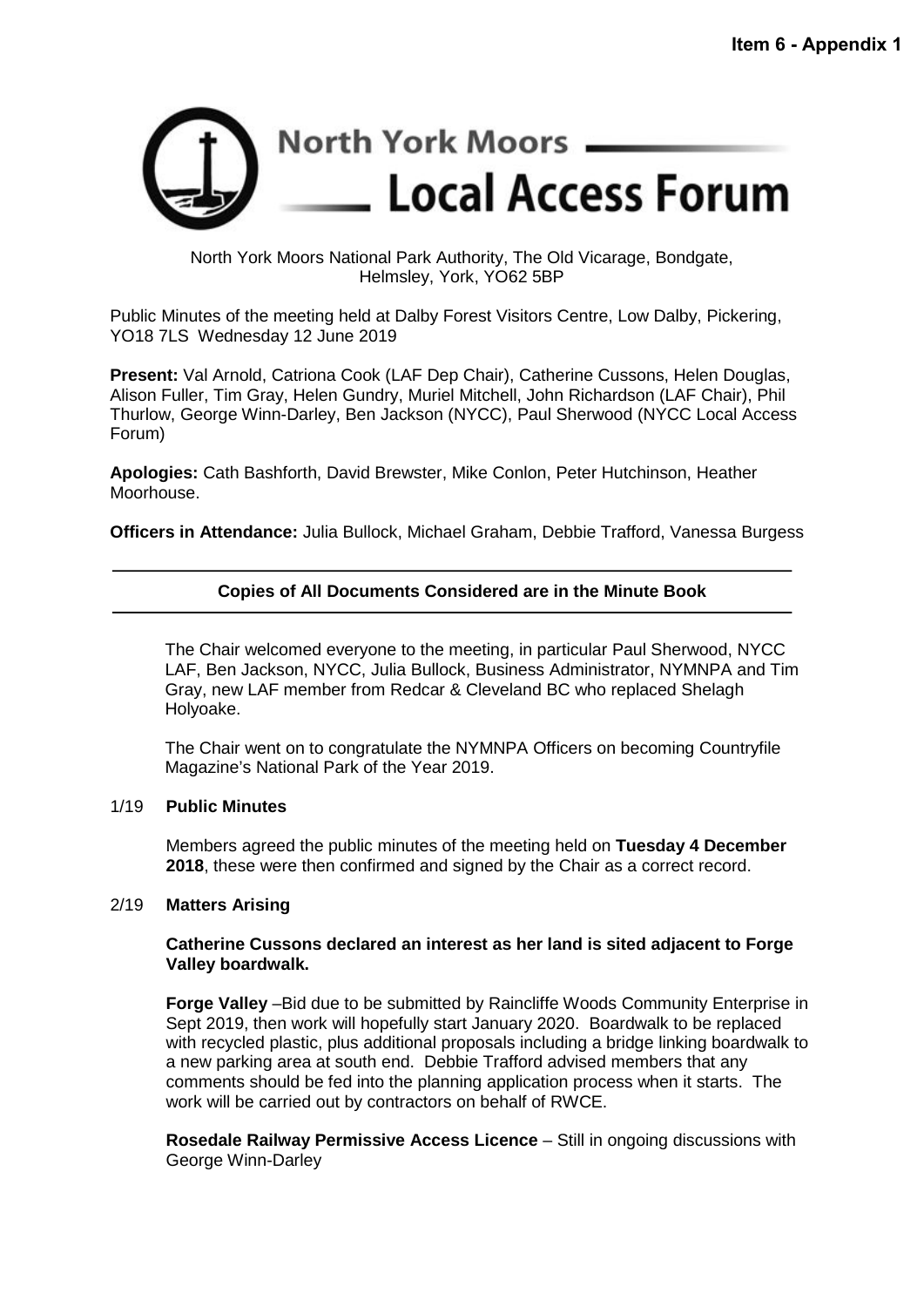**Item 6 - Appendix 1**

# North York Moors Local Access Forum

North York Moors National Park Authority, The Old Vicarage, Bondgate, Helmsley, York, YO62 5BP

Public Minutes of the meeting held at Dalby Forest Visitors Centre, Low Dalby, Pickering, YO18 7LS Wednesday 12 June 2019

**Present:** Val Arnold, Catriona Cook (LAF Dep Chair), Catherine Cussons, Helen Douglas, Alison Fuller, Tim Gray, Helen Gundry, Muriel Mitchell, John Richardson (LAF Chair), Phil Thurlow, George Winn-Darley, Ben Jackson (NYCC), Paul Sherwood (NYCC Local Access Forum)

**Apologies:** Cath Bashforth, David Brewster, Mike Conlon, Peter Hutchinson, Heather Moorhouse.

**Officers in Attendance:** Julia Bullock, Michael Graham, Debbie Trafford, Vanessa Burgess

---

**Copies of All Documents Considered are in the Minute Book**

---

The Chair welcomed everyone to the meeting, in particular Paul Sherwood, NYCC LAF, Ben Jackson, NYCC, Julia Bullock, Business Administrator, NYMNPA and Tim Gray, new LAF member from Redcar & Cleveland BC who replaced Shelagh Holyoake.

The Chair went on to congratulate the NYMNPA Officers on becoming Countryfile Magazine's National Park of the Year 2019.

1/19 **Public Minutes**

Members agreed the public minutes of the meeting held on **Tuesday 4 December 2018**, these were then confirmed and signed by the Chair as a correct record.

2/19 **Matters Arising**

**Catherine Cussons declared an interest as her land is sited adjacent to Forge Valley boardwalk.**

**Forge Valley** –Bid due to be submitted by Raincliffe Woods Community Enterprise in Sept 2019, then work will hopefully start January 2020. Boardwalk to be replaced with recycled plastic, plus additional proposals including a bridge linking boardwalk to a new parking area at south end. Debbie Trafford advised members that any comments should be fed into the planning application process when it starts. The work will be carried out by contractors on behalf of RWCE.

**Rosedale Railway Permissive Access Licence** – Still in ongoing discussions with George Winn-Darley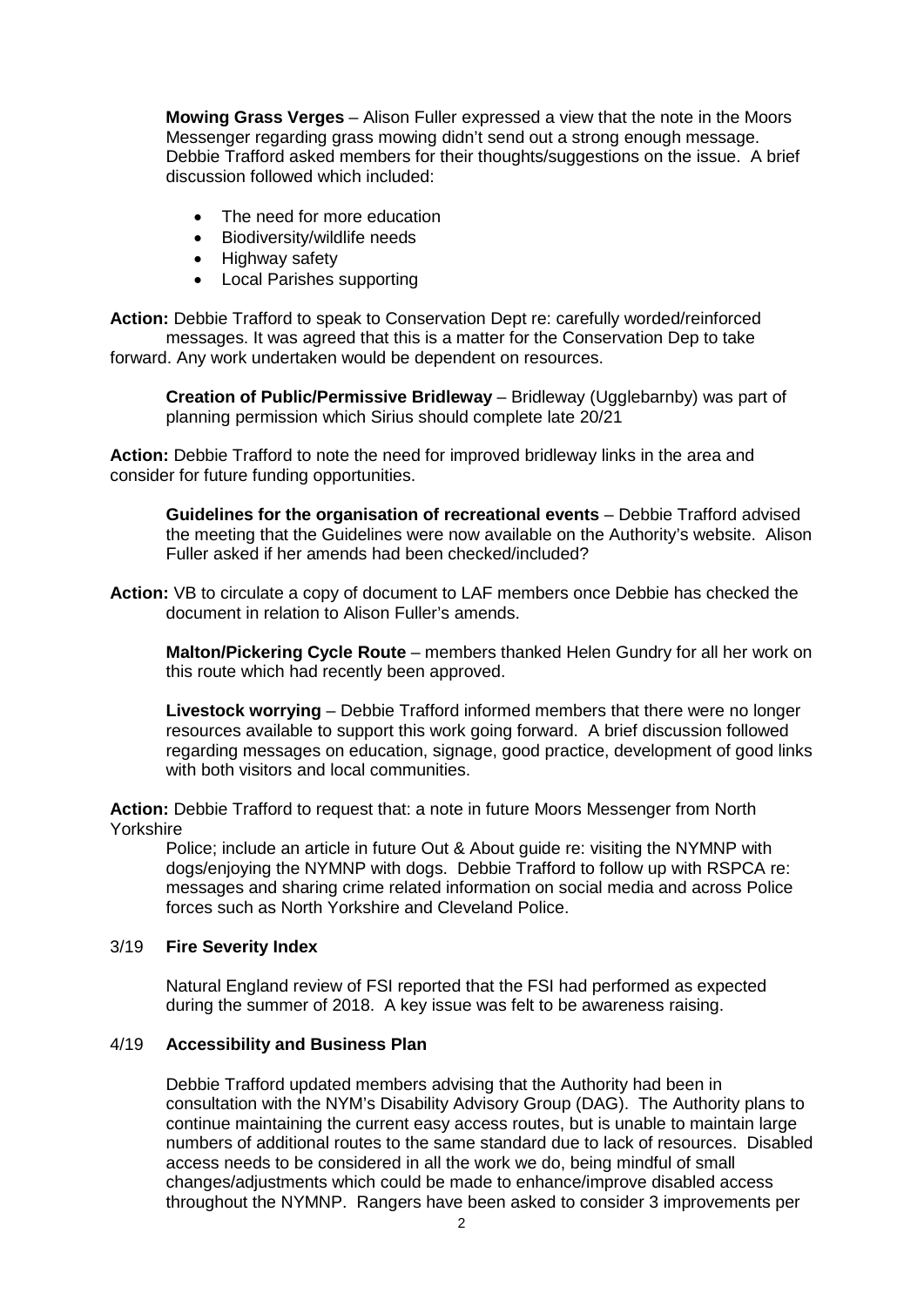**Mowing Grass Verges** – Alison Fuller expressed a view that the note in the Moors Messenger regarding grass mowing didn't send out a strong enough message. Debbie Trafford asked members for their thoughts/suggestions on the issue. A brief discussion followed which included:

- The need for more education
- Biodiversity/wildlife needs
- Highway safety
- Local Parishes supporting

**Action:** Debbie Trafford to speak to Conservation Dept re: carefully worded/reinforced messages. It was agreed that this is a matter for the Conservation Dep to take forward. Any work undertaken would be dependent on resources.

**Creation of Public/Permissive Bridleway** – Bridleway (Ugglebarnby) was part of planning permission which Sirius should complete late 20/21

**Action:** Debbie Trafford to note the need for improved bridleway links in the area and consider for future funding opportunities.

**Guidelines for the organisation of recreational events** – Debbie Trafford advised the meeting that the Guidelines were now available on the Authority's website. Alison Fuller asked if her amends had been checked/included?

**Action:** VB to circulate a copy of document to LAF members once Debbie has checked the document in relation to Alison Fuller's amends.

**Malton/Pickering Cycle Route** – members thanked Helen Gundry for all her work on this route which had recently been approved.

**Livestock worrying** – Debbie Trafford informed members that there were no longer resources available to support this work going forward. A brief discussion followed regarding messages on education, signage, good practice, development of good links with both visitors and local communities.

**Action:** Debbie Trafford to request that: a note in future Moors Messenger from North Yorkshire Police; include an article in future Out & About guide re: visiting the NYMNP with dogs/enjoying the NYMNP with dogs. Debbie Trafford to follow up with RSPCA re: messages and sharing crime related information on social media and across Police forces such as North Yorkshire and Cleveland Police.

## 3/19 Fire Severity Index

Natural England review of FSI reported that the FSI had performed as expected during the summer of 2018. A key issue was felt to be awareness raising.

## 4/19 Accessibility and Business Plan

Debbie Trafford updated members advising that the Authority had been in consultation with the NYM's Disability Advisory Group (DAG). The Authority plans to continue maintaining the current easy access routes, but is unable to maintain large numbers of additional routes to the same standard due to lack of resources. Disabled access needs to be considered in all the work we do, being mindful of small changes/adjustments which could be made to enhance/improve disabled access throughout the NYMNP. Rangers have been asked to consider 3 improvements per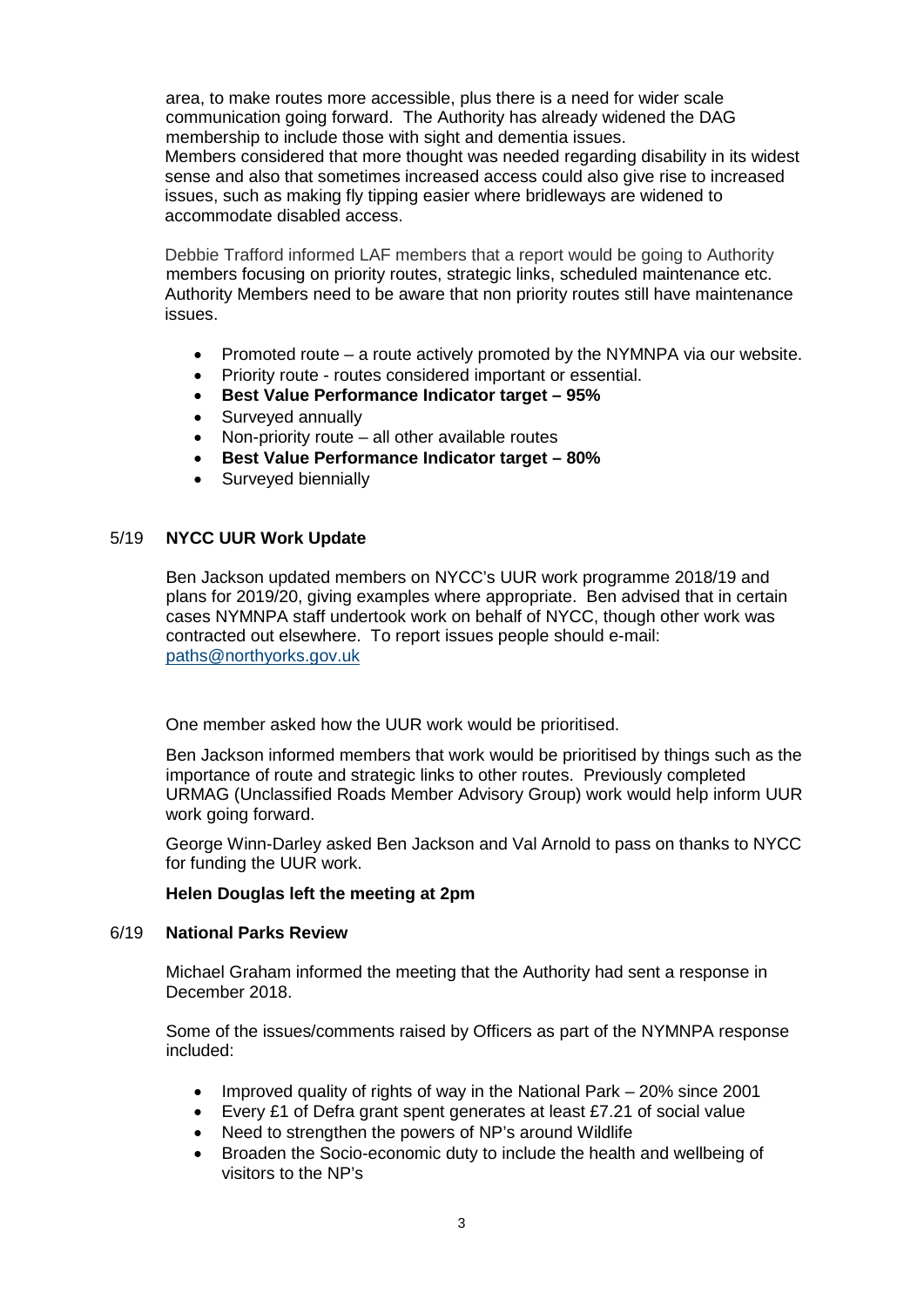area, to make routes more accessible, plus there is a need for wider scale communication going forward. The Authority has already widened the DAG membership to include those with sight and dementia issues.
Members considered that more thought was needed regarding disability in its widest sense and also that sometimes increased access could also give rise to increased issues, such as making fly tipping easier where bridleways are widened to accommodate disabled access.

Debbie Trafford informed LAF members that a report would be going to Authority members focusing on priority routes, strategic links, scheduled maintenance etc. Authority Members need to be aware that non priority routes still have maintenance issues.

- Promoted route – a route actively promoted by the NYMNPA via our website.
- Priority route - routes considered important or essential.
- **Best Value Performance Indicator target – 95%**
- Surveyed annually
- Non-priority route – all other available routes
- **Best Value Performance Indicator target – 80%**
- Surveyed biennially

## 5/19 NYCC UUR Work Update

Ben Jackson updated members on NYCC's UUR work programme 2018/19 and plans for 2019/20, giving examples where appropriate. Ben advised that in certain cases NYMNPA staff undertook work on behalf of NYCC, though other work was contracted out elsewhere. To report issues people should e-mail: paths@northyorks.gov.uk

One member asked how the UUR work would be prioritised.

Ben Jackson informed members that work would be prioritised by things such as the importance of route and strategic links to other routes. Previously completed URMAG (Unclassified Roads Member Advisory Group) work would help inform UUR work going forward.

George Winn-Darley asked Ben Jackson and Val Arnold to pass on thanks to NYCC for funding the UUR work.

**Helen Douglas left the meeting at 2pm**

## 6/19 National Parks Review

Michael Graham informed the meeting that the Authority had sent a response in December 2018.

Some of the issues/comments raised by Officers as part of the NYMNPA response included:

- Improved quality of rights of way in the National Park – 20% since 2001
- Every £1 of Defra grant spent generates at least £7.21 of social value
- Need to strengthen the powers of NP's around Wildlife
- Broaden the Socio-economic duty to include the health and wellbeing of visitors to the NP's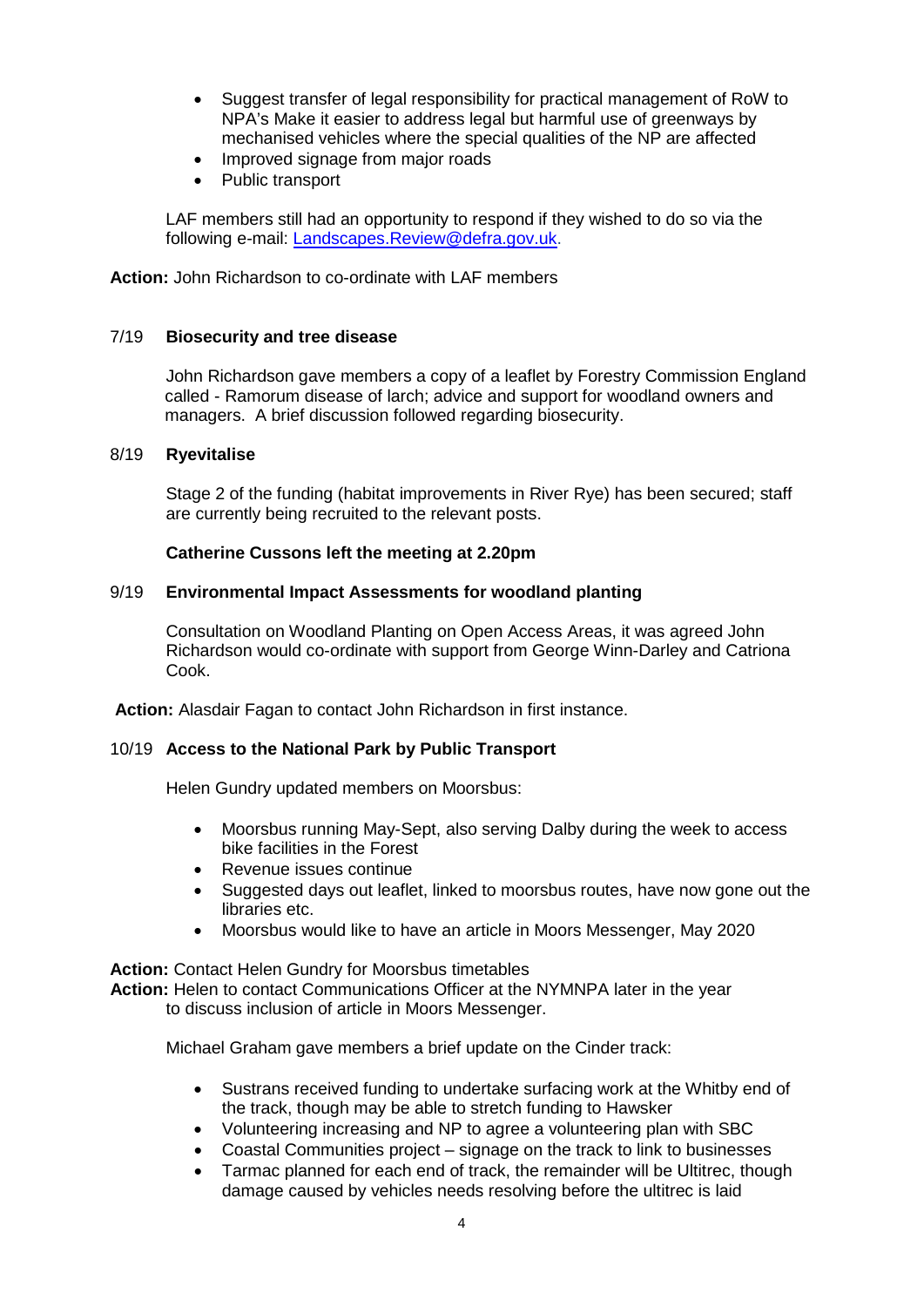- Suggest transfer of legal responsibility for practical management of RoW to NPA's Make it easier to address legal but harmful use of greenways by mechanised vehicles where the special qualities of the NP are affected
- Improved signage from major roads
- Public transport

LAF members still had an opportunity to respond if they wished to do so via the following e-mail: Landscapes.Review@defra.gov.uk.

**Action:** John Richardson to co-ordinate with LAF members

7/19 **Biosecurity and tree disease**

John Richardson gave members a copy of a leaflet by Forestry Commission England called - Ramorum disease of larch; advice and support for woodland owners and managers. A brief discussion followed regarding biosecurity.

8/19 **Ryevitalise**

Stage 2 of the funding (habitat improvements in River Rye) has been secured; staff are currently being recruited to the relevant posts.

**Catherine Cussons left the meeting at 2.20pm**

9/19 **Environmental Impact Assessments for woodland planting**

Consultation on Woodland Planting on Open Access Areas, it was agreed John Richardson would co-ordinate with support from George Winn-Darley and Catriona Cook.

**Action:** Alasdair Fagan to contact John Richardson in first instance.

10/19 **Access to the National Park by Public Transport**

Helen Gundry updated members on Moorsbus:

- Moorsbus running May-Sept, also serving Dalby during the week to access bike facilities in the Forest
- Revenue issues continue
- Suggested days out leaflet, linked to moorsbus routes, have now gone out the libraries etc.
- Moorsbus would like to have an article in Moors Messenger, May 2020

**Action:** Contact Helen Gundry for Moorsbus timetables
**Action:** Helen to contact Communications Officer at the NYMNPA later in the year to discuss inclusion of article in Moors Messenger.

Michael Graham gave members a brief update on the Cinder track:

- Sustrans received funding to undertake surfacing work at the Whitby end of the track, though may be able to stretch funding to Hawsker
- Volunteering increasing and NP to agree a volunteering plan with SBC
- Coastal Communities project – signage on the track to link to businesses
- Tarmac planned for each end of track, the remainder will be Ultitrec, though damage caused by vehicles needs resolving before the ultitrec is laid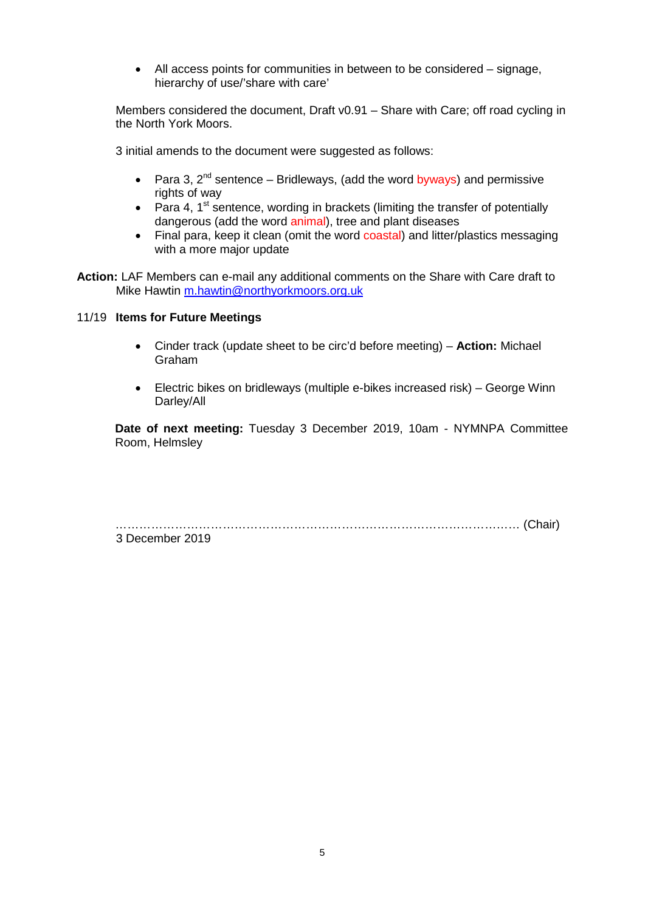- All access points for communities in between to be considered – signage, hierarchy of use/'share with care'

Members considered the document, Draft v0.91 – Share with Care; off road cycling in the North York Moors.

3 initial amends to the document were suggested as follows:

- Para 3, 2nd sentence – Bridleways, (add the word byways) and permissive rights of way
- Para 4, 1st sentence, wording in brackets (limiting the transfer of potentially dangerous (add the word animal), tree and plant diseases
- Final para, keep it clean (omit the word coastal) and litter/plastics messaging with a more major update

**Action:** LAF Members can e-mail any additional comments on the Share with Care draft to Mike Hawtin m.hawtin@northyorkmoors.org.uk

### 11/19 Items for Future Meetings

- Cinder track (update sheet to be circ'd before meeting) – **Action:** Michael Graham

- Electric bikes on bridleways (multiple e-bikes increased risk) – George Winn Darley/All

**Date of next meeting:** Tuesday 3 December 2019, 10am - NYMNPA Committee Room, Helmsley

……………………………………………………………………………………… (Chair)
3 December 2019